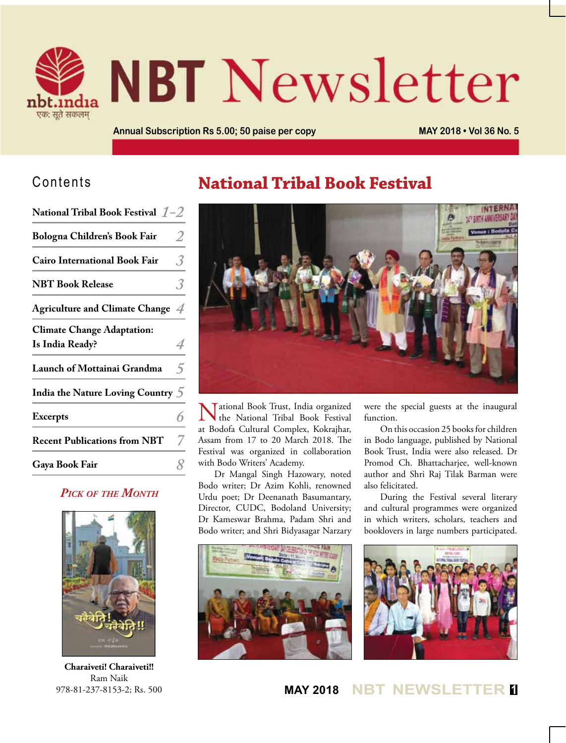# NBT Newsletter

nbt.india
एक: सूते सकलम्

Annual Subscription Rs 5.00; 50 paise per copy

MAY 2018 • Vol 36 No. 5

## Contents

| | |
|---|---|
| National Tribal Book Festival | 1–2 |
| Bologna Children's Book Fair | 2 |
| Cairo International Book Fair | 3 |
| NBT Book Release | 3 |
| Agriculture and Climate Change | 4 |
| Climate Change Adaptation: Is India Ready? | 4 |
| Launch of Mottainai Grandma | 5 |
| India the Nature Loving Country | 5 |
| Excerpts | 6 |
| Recent Publications from NBT | 7 |
| Gaya Book Fair | 8 |

### *Pick of the Month*

**Charaiveti! Charaiveti!!**
Ram Naik
978-81-237-8153-2; Rs. 500

## National Tribal Book Festival

National Book Trust, India organized the National Tribal Book Festival at Bodofa Cultural Complex, Kokrajhar, Assam from 17 to 20 March 2018. The Festival was organized in collaboration with Bodo Writers' Academy.

Dr Mangal Singh Hazowary, noted Bodo writer; Dr Azim Kohli, renowned Urdu poet; Dr Deenanath Basumantary, Director, CUDC, Bodoland University; Dr Kameswar Brahma, Padam Shri and Bodo writer; and Shri Bidyasagar Narzary were the special guests at the inaugural function.

On this occasion 25 books for children in Bodo language, published by National Book Trust, India were also released. Dr Promod Ch. Bhattacharjee, well-known author and Shri Raj Tilak Barman were also felicitated.

During the Festival several literary and cultural programmes were organized in which writers, scholars, teachers and booklovers in large numbers participated.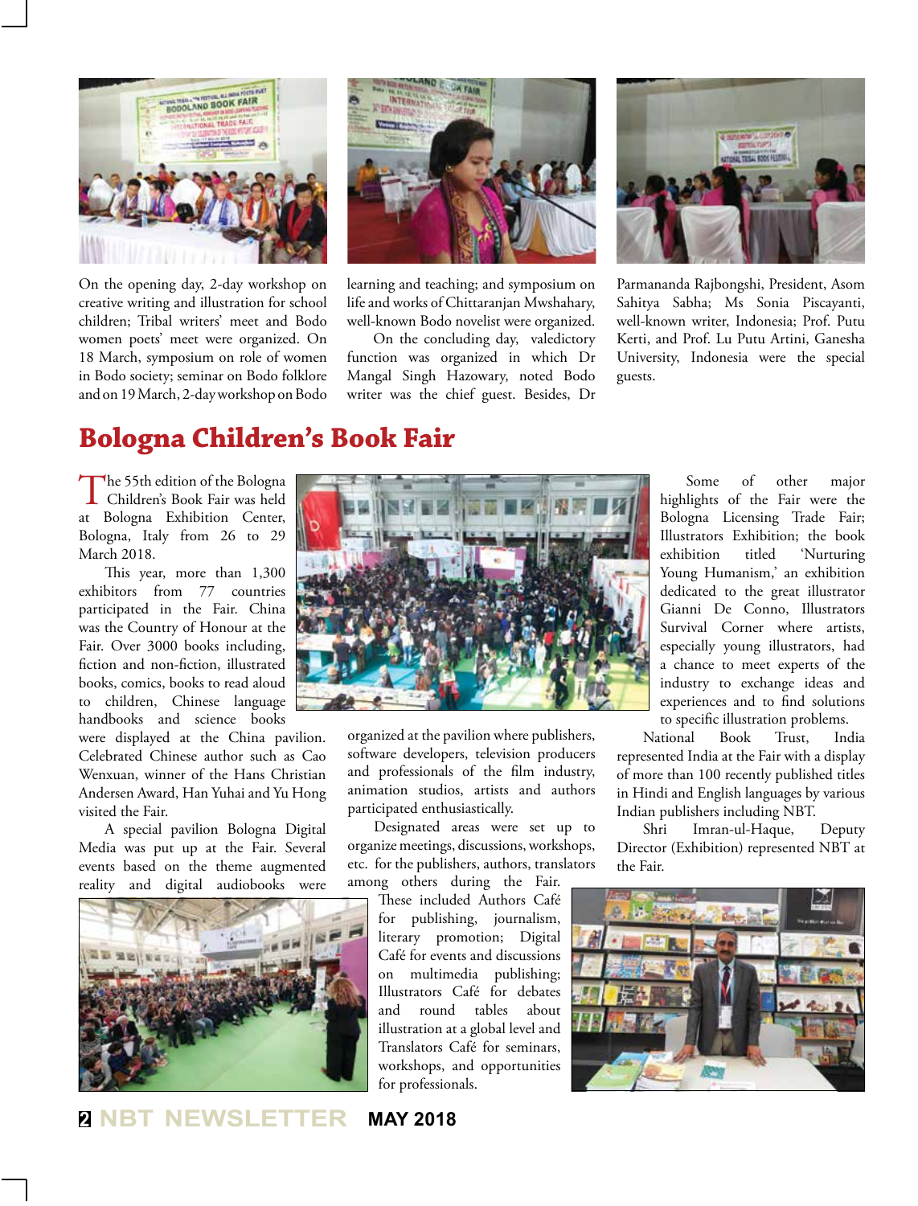On the opening day, 2-day workshop on creative writing and illustration for school children; Tribal writers' meet and Bodo women poets' meet were organized. On 18 March, symposium on role of women in Bodo society; seminar on Bodo folklore and on 19 March, 2-day workshop on Bodo learning and teaching; and symposium on life and works of Chittaranjan Mwshahary, well-known Bodo novelist were organized.

On the concluding day, valedictory function was organized in which Dr Mangal Singh Hazowary, noted Bodo writer was the chief guest. Besides, Dr Parmananda Rajbongshi, President, Asom Sahitya Sabha; Ms Sonia Piscayanti, well-known writer, Indonesia; Prof. Putu Kerti, and Prof. Lu Putu Artini, Ganesha University, Indonesia were the special guests.

## Bologna Children's Book Fair

The 55th edition of the Bologna Children's Book Fair was held at Bologna Exhibition Center, Bologna, Italy from 26 to 29 March 2018.

This year, more than 1,300 exhibitors from 77 countries participated in the Fair. China was the Country of Honour at the Fair. Over 3000 books including, fiction and non-fiction, illustrated books, comics, books to read aloud to children, Chinese language handbooks and science books were displayed at the China pavilion. Celebrated Chinese author such as Cao Wenxuan, winner of the Hans Christian Andersen Award, Han Yuhai and Yu Hong visited the Fair.

A special pavilion Bologna Digital Media was put up at the Fair. Several events based on the theme augmented reality and digital audiobooks were organized at the pavilion where publishers, software developers, television producers and professionals of the film industry, animation studios, artists and authors participated enthusiastically.

Designated areas were set up to organize meetings, discussions, workshops, etc. for the publishers, authors, translators among others during the Fair. These included Authors Café for publishing, journalism, literary promotion; Digital Café for events and discussions on multimedia publishing; Illustrators Café for debates and round tables about illustration at a global level and Translators Café for seminars, workshops, and opportunities for professionals.

Some of other major highlights of the Fair were the Bologna Licensing Trade Fair; Illustrators Exhibition; the book exhibition titled 'Nurturing Young Humanism,' an exhibition dedicated to the great illustrator Gianni De Conno, Illustrators Survival Corner where artists, especially young illustrators, had a chance to meet experts of the industry to exchange ideas and experiences and to find solutions to specific illustration problems.

National Book Trust, India represented India at the Fair with a display of more than 100 recently published titles in Hindi and English languages by various Indian publishers including NBT.

Shri Imran-ul-Haque, Deputy Director (Exhibition) represented NBT at the Fair.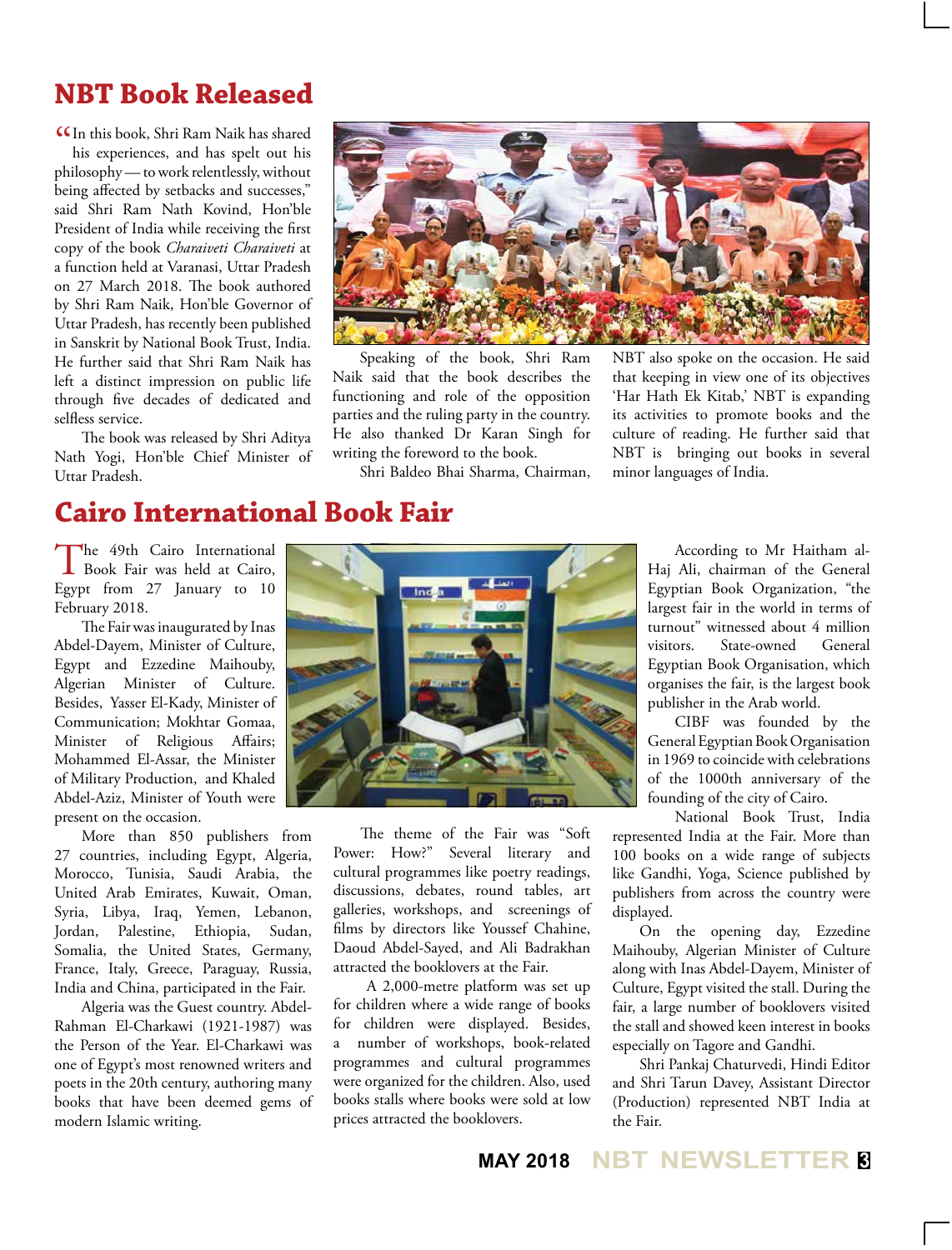# NBT Book Released

"In this book, Shri Ram Naik has shared his experiences, and has spelt out his philosophy — to work relentlessly, without being affected by setbacks and successes," said Shri Ram Nath Kovind, Hon'ble President of India while receiving the first copy of the book *Charaiveti Charaiveti* at a function held at Varanasi, Uttar Pradesh on 27 March 2018. The book authored by Shri Ram Naik, Hon'ble Governor of Uttar Pradesh, has recently been published in Sanskrit by National Book Trust, India. He further said that Shri Ram Naik has left a distinct impression on public life through five decades of dedicated and selfless service.

The book was released by Shri Aditya Nath Yogi, Hon'ble Chief Minister of Uttar Pradesh.

Speaking of the book, Shri Ram Naik said that the book describes the functioning and role of the opposition parties and the ruling party in the country. He also thanked Dr Karan Singh for writing the foreword to the book.

Shri Baldeo Bhai Sharma, Chairman, NBT also spoke on the occasion. He said that keeping in view one of its objectives 'Har Hath Ek Kitab,' NBT is expanding its activities to promote books and the culture of reading. He further said that NBT is bringing out books in several minor languages of India.

# Cairo International Book Fair

The 49th Cairo International Book Fair was held at Cairo, Egypt from 27 January to 10 February 2018.

The Fair was inaugurated by Inas Abdel-Dayem, Minister of Culture, Egypt and Ezzedine Maihouby, Algerian Minister of Culture. Besides, Yasser El-Kady, Minister of Communication; Mokhtar Gomaa, Minister of Religious Affairs; Mohammed El-Assar, the Minister of Military Production, and Khaled Abdel-Aziz, Minister of Youth were present on the occasion.

More than 850 publishers from 27 countries, including Egypt, Algeria, Morocco, Tunisia, Saudi Arabia, the United Arab Emirates, Kuwait, Oman, Syria, Libya, Iraq, Yemen, Lebanon, Jordan, Palestine, Ethiopia, Sudan, Somalia, the United States, Germany, France, Italy, Greece, Paraguay, Russia, India and China, participated in the Fair.

Algeria was the Guest country. Abdel-Rahman El-Charkawi (1921-1987) was the Person of the Year. El-Charkawi was one of Egypt's most renowned writers and poets in the 20th century, authoring many books that have been deemed gems of modern Islamic writing.

The theme of the Fair was "Soft Power: How?" Several literary and cultural programmes like poetry readings, discussions, debates, round tables, art galleries, workshops, and screenings of films by directors like Youssef Chahine, Daoud Abdel-Sayed, and Ali Badrakhan attracted the booklovers at the Fair.

A 2,000-metre platform was set up for children where a wide range of books for children were displayed. Besides, a number of workshops, book-related programmes and cultural programmes were organized for the children. Also, used books stalls where books were sold at low prices attracted the booklovers.

According to Mr Haitham al-Haj Ali, chairman of the General Egyptian Book Organization, "the largest fair in the world in terms of turnout" witnessed about 4 million visitors. State-owned General Egyptian Book Organisation, which organises the fair, is the largest book publisher in the Arab world.

CIBF was founded by the General Egyptian Book Organisation in 1969 to coincide with celebrations of the 1000th anniversary of the founding of the city of Cairo.

National Book Trust, India represented India at the Fair. More than 100 books on a wide range of subjects like Gandhi, Yoga, Science published by publishers from across the country were displayed.

On the opening day, Ezzedine Maihouby, Algerian Minister of Culture along with Inas Abdel-Dayem, Minister of Culture, Egypt visited the stall. During the fair, a large number of booklovers visited the stall and showed keen interest in books especially on Tagore and Gandhi.

Shri Pankaj Chaturvedi, Hindi Editor and Shri Tarun Davey, Assistant Director (Production) represented NBT India at the Fair.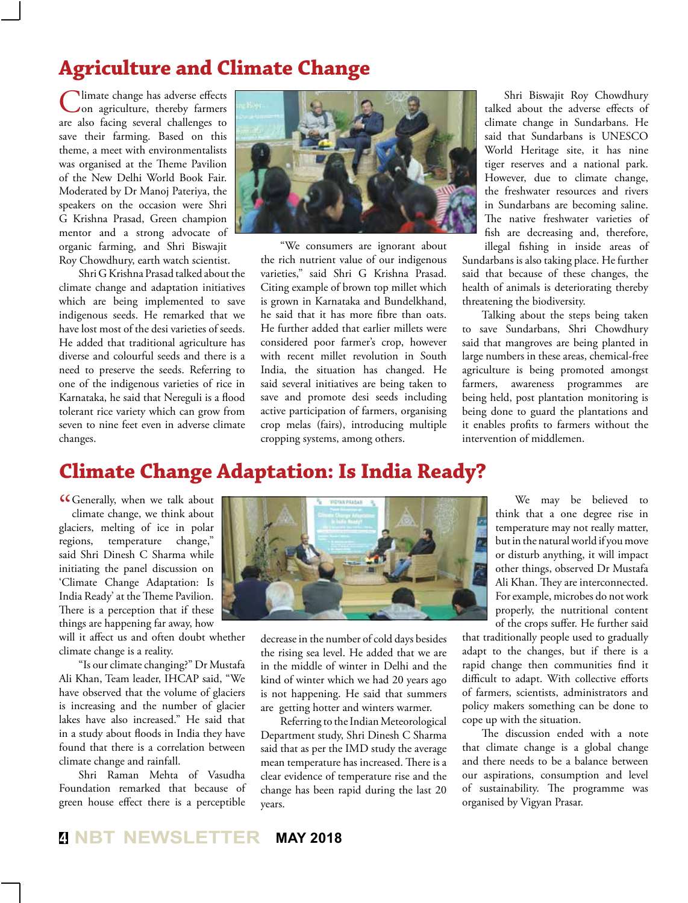# Agriculture and Climate Change

Climate change has adverse effects on agriculture, thereby farmers are also facing several challenges to save their farming. Based on this theme, a meet with environmentalists was organised at the Theme Pavilion of the New Delhi World Book Fair. Moderated by Dr Manoj Pateriya, the speakers on the occasion were Shri G Krishna Prasad, Green champion mentor and a strong advocate of organic farming, and Shri Biswajit Roy Chowdhury, earth watch scientist.

Shri G Krishna Prasad talked about the climate change and adaptation initiatives which are being implemented to save indigenous seeds. He remarked that we have lost most of the desi varieties of seeds. He added that traditional agriculture has diverse and colourful seeds and there is a need to preserve the seeds. Referring to one of the indigenous varieties of rice in Karnataka, he said that Nereguli is a flood tolerant rice variety which can grow from seven to nine feet even in adverse climate changes.

"We consumers are ignorant about the rich nutrient value of our indigenous varieties," said Shri G Krishna Prasad. Citing example of brown top millet which is grown in Karnataka and Bundelkhand, he said that it has more fibre than oats. He further added that earlier millets were considered poor farmer's crop, however with recent millet revolution in South India, the situation has changed. He said several initiatives are being taken to save and promote desi seeds including active participation of farmers, organising crop melas (fairs), introducing multiple cropping systems, among others.

Shri Biswajit Roy Chowdhury talked about the adverse effects of climate change in Sundarbans. He said that Sundarbans is UNESCO World Heritage site, it has nine tiger reserves and a national park. However, due to climate change, the freshwater resources and rivers in Sundarbans are becoming saline. The native freshwater varieties of fish are decreasing and, therefore, illegal fishing in inside areas of Sundarbans is also taking place. He further said that because of these changes, the health of animals is deteriorating thereby threatening the biodiversity.

Talking about the steps being taken to save Sundarbans, Shri Chowdhury said that mangroves are being planted in large numbers in these areas, chemical-free agriculture is being promoted amongst farmers, awareness programmes are being held, post plantation monitoring is being done to guard the plantations and it enables profits to farmers without the intervention of middlemen.

# Climate Change Adaptation: Is India Ready?

"Generally, when we talk about climate change, we think about glaciers, melting of ice in polar regions, temperature change," said Shri Dinesh C Sharma while initiating the panel discussion on 'Climate Change Adaptation: Is India Ready' at the Theme Pavilion. There is a perception that if these things are happening far away, how will it affect us and often doubt whether climate change is a reality.

"Is our climate changing?" Dr Mustafa Ali Khan, Team leader, IHCAP said, "We have observed that the volume of glaciers is increasing and the number of glacier lakes have also increased." He said that in a study about floods in India they have found that there is a correlation between climate change and rainfall.

Shri Raman Mehta of Vasudha Foundation remarked that because of green house effect there is a perceptible decrease in the number of cold days besides the rising sea level. He added that we are in the middle of winter in Delhi and the kind of winter which we had 20 years ago is not happening. He said that summers are getting hotter and winters warmer.

Referring to the Indian Meteorological Department study, Shri Dinesh C Sharma said that as per the IMD study the average mean temperature has increased. There is a clear evidence of temperature rise and the change has been rapid during the last 20 years.

We may be believed to think that a one degree rise in temperature may not really matter, but in the natural world if you move or disturb anything, it will impact other things, observed Dr Mustafa Ali Khan. They are interconnected. For example, microbes do not work properly, the nutritional content of the crops suffer. He further said that traditionally people used to gradually adapt to the changes, but if there is a rapid change then communities find it difficult to adapt. With collective efforts of farmers, scientists, administrators and policy makers something can be done to cope up with the situation.

The discussion ended with a note that climate change is a global change and there needs to be a balance between our aspirations, consumption and level of sustainability. The programme was organised by Vigyan Prasar.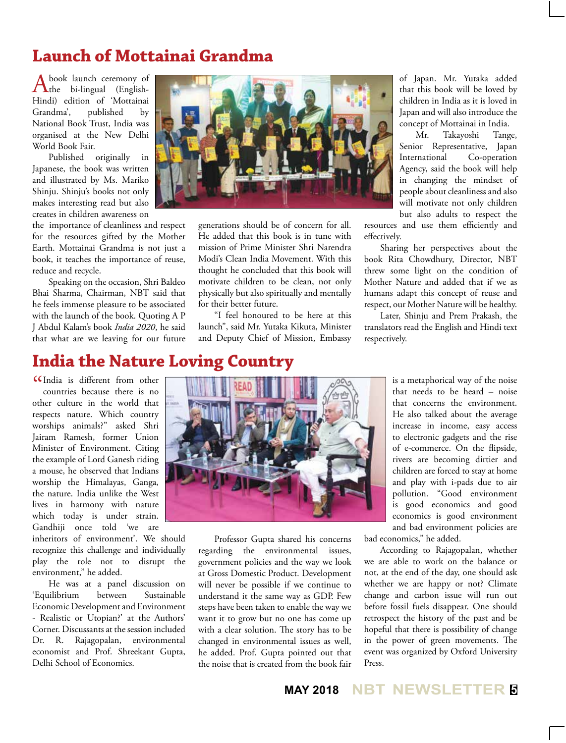## Launch of Mottainai Grandma

A book launch ceremony of the bi-lingual (English-Hindi) edition of 'Mottainai Grandma', published by National Book Trust, India was organised at the New Delhi World Book Fair.

Published originally in Japanese, the book was written and illustrated by Ms. Mariko Shinju. Shinju's books not only makes interesting read but also creates in children awareness on the importance of cleanliness and respect for the resources gifted by the Mother Earth. Mottainai Grandma is not just a book, it teaches the importance of reuse, reduce and recycle.

Speaking on the occasion, Shri Baldeo Bhai Sharma, Chairman, NBT said that he feels immense pleasure to be associated with the launch of the book. Quoting A P J Abdul Kalam's book *India 2020*, he said that what are we leaving for our future generations should be of concern for all. He added that this book is in tune with mission of Prime Minister Shri Narendra Modi's Clean India Movement. With this thought he concluded that this book will motivate children to be clean, not only physically but also spiritually and mentally for their better future.

"I feel honoured to be here at this launch", said Mr. Yutaka Kikuta, Minister and Deputy Chief of Mission, Embassy of Japan. Mr. Yutaka added that this book will be loved by children in India as it is loved in Japan and will also introduce the concept of Mottainai in India.

Mr. Takayoshi Tange, Senior Representative, Japan International Co-operation Agency, said the book will help in changing the mindset of people about cleanliness and also will motivate not only children but also adults to respect the resources and use them efficiently and effectively.

Sharing her perspectives about the book Rita Chowdhury, Director, NBT threw some light on the condition of Mother Nature and added that if we as humans adapt this concept of reuse and respect, our Mother Nature will be healthy.

Later, Shinju and Prem Prakash, the translators read the English and Hindi text respectively.

## India the Nature Loving Country

"India is different from other countries because there is no other culture in the world that respects nature. Which country worships animals?" asked Shri Jairam Ramesh, former Union Minister of Environment. Citing the example of Lord Ganesh riding a mouse, he observed that Indians worship the Himalayas, Ganga, the nature. India unlike the West lives in harmony with nature which today is under strain. Gandhiji once told 'we are inheritors of environment'. We should recognize this challenge and individually play the role not to disrupt the environment," he added.

He was at a panel discussion on 'Equilibrium between Sustainable Economic Development and Environment - Realistic or Utopian?' at the Authors' Corner. Discussants at the session included Dr. R. Rajagopalan, environmental economist and Prof. Shreekant Gupta, Delhi School of Economics.

Professor Gupta shared his concerns regarding the environmental issues, government policies and the way we look at Gross Domestic Product. Development will never be possible if we continue to understand it the same way as GDP. Few steps have been taken to enable the way we want it to grow but no one has come up with a clear solution. The story has to be changed in environmental issues as well, he added. Prof. Gupta pointed out that the noise that is created from the book fair is a metaphorical way of the noise that needs to be heard – noise that concerns the environment. He also talked about the average increase in income, easy access to electronic gadgets and the rise of e-commerce. On the flipside, rivers are becoming dirtier and children are forced to stay at home and play with i-pads due to air pollution. "Good environment is good economics and good economics is good environment and bad environment policies are bad economics," he added.

According to Rajagopalan, whether we are able to work on the balance or not, at the end of the day, one should ask whether we are happy or not? Climate change and carbon issue will run out before fossil fuels disappear. One should retrospect the history of the past and be hopeful that there is possibility of change in the power of green movements. The event was organized by Oxford University Press.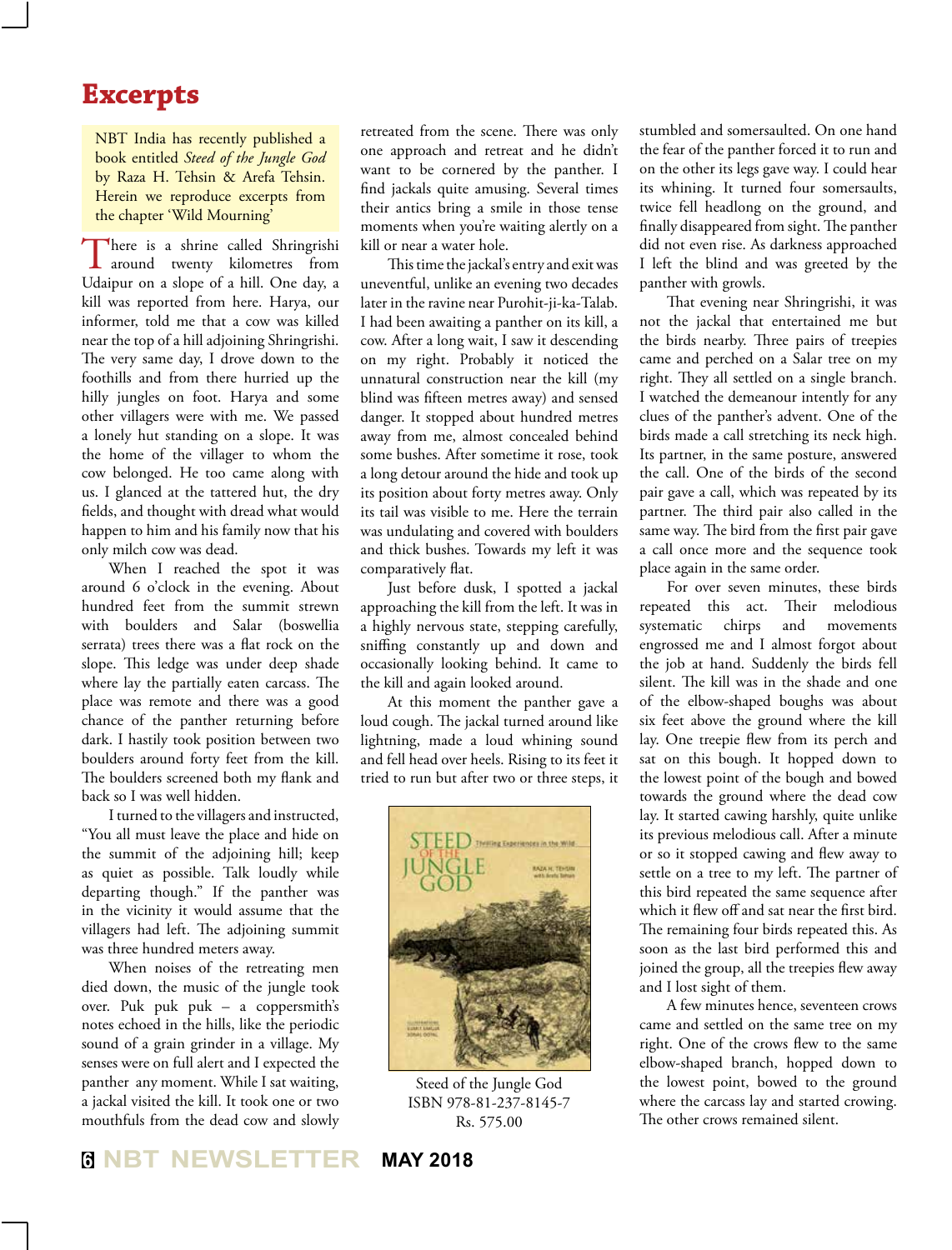# Excerpts

NBT India has recently published a book entitled *Steed of the Jungle God* by Raza H. Tehsin & Arefa Tehsin. Herein we reproduce excerpts from the chapter 'Wild Mourning'

There is a shrine called Shringrishi around twenty kilometres from Udaipur on a slope of a hill. One day, a kill was reported from here. Harya, our informer, told me that a cow was killed near the top of a hill adjoining Shringrishi. The very same day, I drove down to the foothills and from there hurried up the hilly jungles on foot. Harya and some other villagers were with me. We passed a lonely hut standing on a slope. It was the home of the villager to whom the cow belonged. He too came along with us. I glanced at the tattered hut, the dry fields, and thought with dread what would happen to him and his family now that his only milch cow was dead.

When I reached the spot it was around 6 o'clock in the evening. About hundred feet from the summit strewn with boulders and Salar (boswellia serrata) trees there was a flat rock on the slope. This ledge was under deep shade where lay the partially eaten carcass. The place was remote and there was a good chance of the panther returning before dark. I hastily took position between two boulders around forty feet from the kill. The boulders screened both my flank and back so I was well hidden.

I turned to the villagers and instructed, "You all must leave the place and hide on the summit of the adjoining hill; keep as quiet as possible. Talk loudly while departing though." If the panther was in the vicinity it would assume that the villagers had left. The adjoining summit was three hundred meters away.

When noises of the retreating men died down, the music of the jungle took over. Puk puk puk – a coppersmith's notes echoed in the hills, like the periodic sound of a grain grinder in a village. My senses were on full alert and I expected the panther any moment. While I sat waiting, a jackal visited the kill. It took one or two mouthfuls from the dead cow and slowly retreated from the scene. There was only one approach and retreat and he didn't want to be cornered by the panther. I find jackals quite amusing. Several times their antics bring a smile in those tense moments when you're waiting alertly on a kill or near a water hole.

This time the jackal's entry and exit was uneventful, unlike an evening two decades later in the ravine near Purohit-ji-ka-Talab. I had been awaiting a panther on its kill, a cow. After a long wait, I saw it descending on my right. Probably it noticed the unnatural construction near the kill (my blind was fifteen metres away) and sensed danger. It stopped about hundred metres away from me, almost concealed behind some bushes. After sometime it rose, took a long detour around the hide and took up its position about forty metres away. Only its tail was visible to me. Here the terrain was undulating and covered with boulders and thick bushes. Towards my left it was comparatively flat.

Just before dusk, I spotted a jackal approaching the kill from the left. It was in a highly nervous state, stepping carefully, sniffing constantly up and down and occasionally looking behind. It came to the kill and again looked around.

At this moment the panther gave a loud cough. The jackal turned around like lightning, made a loud whining sound and fell head over heels. Rising to its feet it tried to run but after two or three steps, it stumbled and somersaulted. On one hand the fear of the panther forced it to run and on the other its legs gave way. I could hear its whining. It turned four somersaults, twice fell headlong on the ground, and finally disappeared from sight. The panther did not even rise. As darkness approached I left the blind and was greeted by the panther with growls.

That evening near Shringrishi, it was not the jackal that entertained me but the birds nearby. Three pairs of treepies came and perched on a Salar tree on my right. They all settled on a single branch. I watched the demeanour intently for any clues of the panther's advent. One of the birds made a call stretching its neck high. Its partner, in the same posture, answered the call. One of the birds of the second pair gave a call, which was repeated by its partner. The third pair also called in the same way. The bird from the first pair gave a call once more and the sequence took place again in the same order.

For over seven minutes, these birds repeated this act. Their melodious systematic chirps and movements engrossed me and I almost forgot about the job at hand. Suddenly the birds fell silent. The kill was in the shade and one of the elbow-shaped boughs was about six feet above the ground where the kill lay. One treepie flew from its perch and sat on this bough. It hopped down to the lowest point of the bough and bowed towards the ground where the dead cow lay. It started cawing harshly, quite unlike its previous melodious call. After a minute or so it stopped cawing and flew away to settle on a tree to my left. The partner of this bird repeated the same sequence after which it flew off and sat near the first bird. The remaining four birds repeated this. As soon as the last bird performed this and joined the group, all the treepies flew away and I lost sight of them.

A few minutes hence, seventeen crows came and settled on the same tree on my right. One of the crows flew to the same elbow-shaped branch, hopped down to the lowest point, bowed to the ground where the carcass lay and started crowing. The other crows remained silent.

Steed of the Jungle God
ISBN 978-81-237-8145-7
Rs. 575.00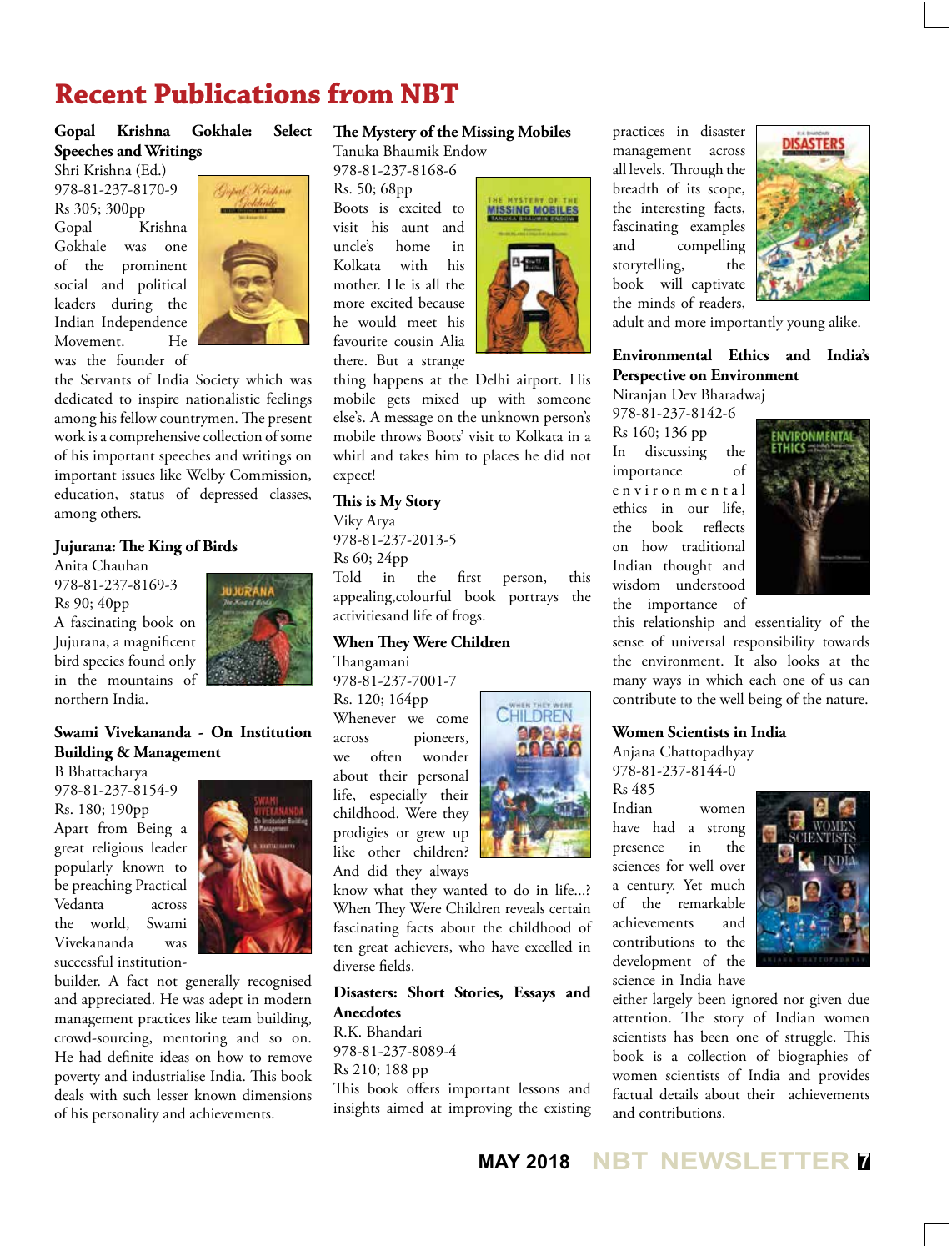# Recent Publications from NBT

**Gopal Krishna Gokhale: Select Speeches and Writings**
Shri Krishna (Ed.)
978-81-237-8170-9
Rs 305; 300pp
Gopal Krishna Gokhale was one of the prominent social and political leaders during the Indian Independence Movement. He was the founder of the Servants of India Society which was dedicated to inspire nationalistic feelings among his fellow countrymen. The present work is a comprehensive collection of some of his important speeches and writings on important issues like Welby Commission, education, status of depressed classes, among others.

**Jujurana: The King of Birds**
Anita Chauhan
978-81-237-8169-3
Rs 90; 40pp
A fascinating book on Jujurana, a magnificent bird species found only in the mountains of northern India.

**Swami Vivekananda - On Institution Building & Management**
B Bhattacharya
978-81-237-8154-9
Rs. 180; 190pp
Apart from Being a great religious leader popularly known to be preaching Practical Vedanta across the world, Swami Vivekananda was successful institution-builder. A fact not generally recognised and appreciated. He was adept in modern management practices like team building, crowd-sourcing, mentoring and so on. He had definite ideas on how to remove poverty and industrialise India. This book deals with such lesser known dimensions of his personality and achievements.

**The Mystery of the Missing Mobiles**
Tanuka Bhaumik Endow
978-81-237-8168-6
Rs. 50; 68pp
Boots is excited to visit his aunt and uncle's home in Kolkata with his mother. He is all the more excited because he would meet his favourite cousin Alia there. But a strange thing happens at the Delhi airport. His mobile gets mixed up with someone else's. A message on the unknown person's mobile throws Boots' visit to Kolkata in a whirl and takes him to places he did not expect!

**This is My Story**
Viky Arya
978-81-237-2013-5
Rs 60; 24pp
Told in the first person, this appealing,colourful book portrays the activitiesand life of frogs.

**When They Were Children**
Thangamani
978-81-237-7001-7
Rs. 120; 164pp
Whenever we come across pioneers, we often wonder about their personal life, especially their childhood. Were they prodigies or grew up like other children? And did they always know what they wanted to do in life...? When They Were Children reveals certain fascinating facts about the childhood of ten great achievers, who have excelled in diverse fields.

**Disasters: Short Stories, Essays and Anecdotes**
R.K. Bhandari
978-81-237-8089-4
Rs 210; 188 pp
This book offers important lessons and insights aimed at improving the existing practices in disaster management across all levels. Through the breadth of its scope, the interesting facts, fascinating examples and compelling storytelling, the book will captivate the minds of readers, adult and more importantly young alike.

**Environmental Ethics and India's Perspective on Environment**
Niranjan Dev Bharadwaj
978-81-237-8142-6
Rs 160; 136 pp
In discussing the importance of environmental ethics in our life, the book reflects on how traditional Indian thought and wisdom understood the importance of this relationship and essentiality of the sense of universal responsibility towards the environment. It also looks at the many ways in which each one of us can contribute to the well being of the nature.

**Women Scientists in India**
Anjana Chattopadhyay
978-81-237-8144-0
Rs 485
Indian women have had a strong presence in the sciences for well over a century. Yet much of the remarkable achievements and contributions to the development of the science in India have either largely been ignored nor given due attention. The story of Indian women scientists has been one of struggle. This book is a collection of biographies of women scientists of India and provides factual details about their achievements and contributions.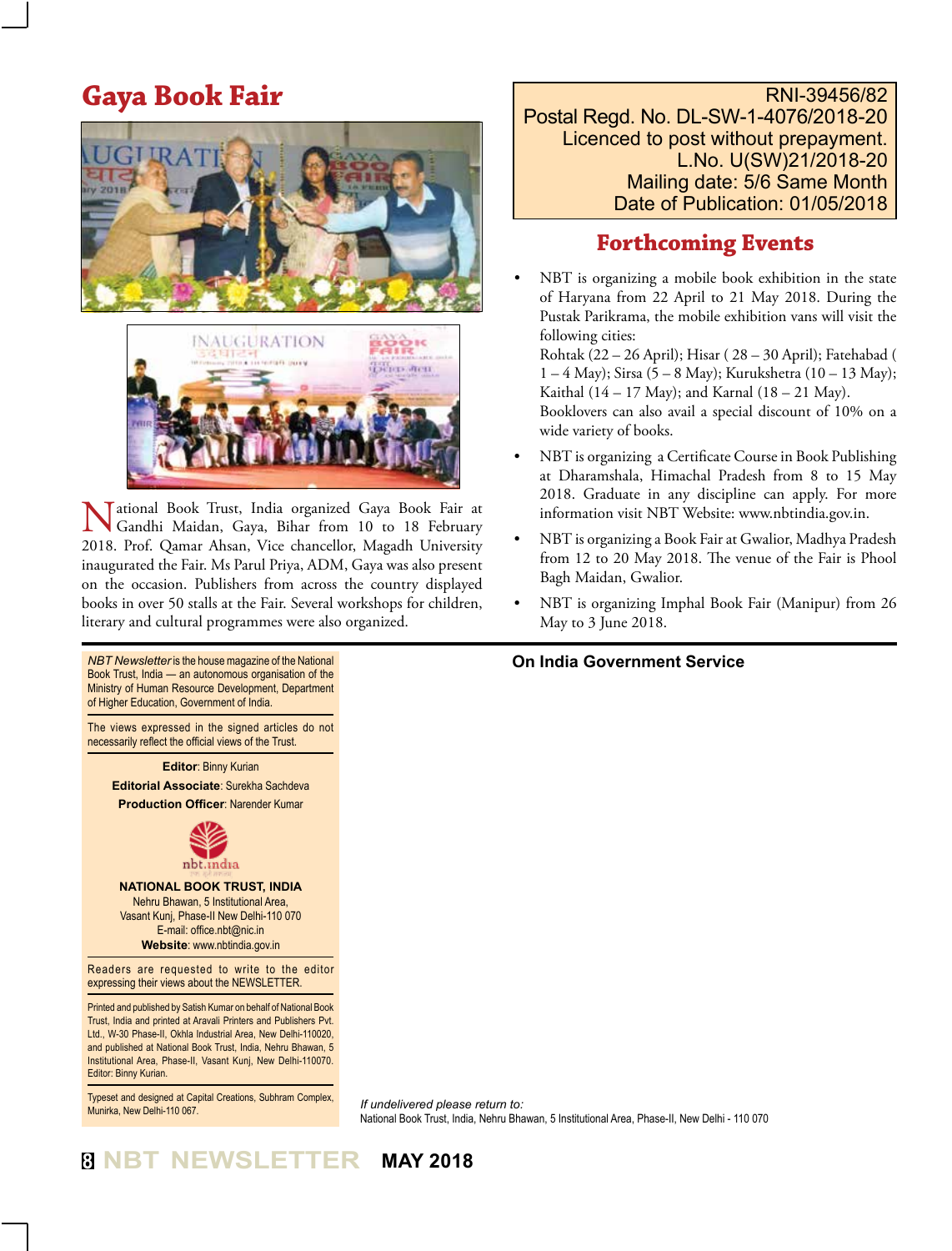# Gaya Book Fair

National Book Trust, India organized Gaya Book Fair at Gandhi Maidan, Gaya, Bihar from 10 to 18 February 2018. Prof. Qamar Ahsan, Vice chancellor, Magadh University inaugurated the Fair. Ms Parul Priya, ADM, Gaya was also present on the occasion. Publishers from across the country displayed books in over 50 stalls at the Fair. Several workshops for children, literary and cultural programmes were also organized.

RNI-39456/82
Postal Regd. No. DL-SW-1-4076/2018-20
Licenced to post without prepayment.
L.No. U(SW)21/2018-20
Mailing date: 5/6 Same Month
Date of Publication: 01/05/2018

## Forthcoming Events

- NBT is organizing a mobile book exhibition in the state of Haryana from 22 April to 21 May 2018. During the Pustak Parikrama, the mobile exhibition vans will visit the following cities:
  Rohtak (22 – 26 April); Hisar ( 28 – 30 April); Fatehabad ( 1 – 4 May); Sirsa (5 – 8 May); Kurukshetra (10 – 13 May); Kaithal (14 – 17 May); and Karnal (18 – 21 May).
  Booklovers can also avail a special discount of 10% on a wide variety of books.
- NBT is organizing a Certificate Course in Book Publishing at Dharamshala, Himachal Pradesh from 8 to 15 May 2018. Graduate in any discipline can apply. For more information visit NBT Website: www.nbtindia.gov.in.
- NBT is organizing a Book Fair at Gwalior, Madhya Pradesh from 12 to 20 May 2018. The venue of the Fair is Phool Bagh Maidan, Gwalior.
- NBT is organizing Imphal Book Fair (Manipur) from 26 May to 3 June 2018.

*NBT Newsletter* is the house magazine of the National Book Trust, India — an autonomous organisation of the Ministry of Human Resource Development, Department of Higher Education, Government of India.

The views expressed in the signed articles do not necessarily reflect the official views of the Trust.

**Editor**: Binny Kurian
**Editorial Associate**: Surekha Sachdeva
**Production Officer**: Narender Kumar

**NATIONAL BOOK TRUST, INDIA**
Nehru Bhawan, 5 Institutional Area,
Vasant Kunj, Phase-II New Delhi-110 070
E-mail: office.nbt@nic.in
**Website**: www.nbtindia.gov.in

Readers are requested to write to the editor expressing their views about the NEWSLETTER.

Printed and published by Satish Kumar on behalf of National Book Trust, India and printed at Aravali Printers and Publishers Pvt. Ltd., W-30 Phase-II, Okhla Industrial Area, New Delhi-110020, and published at National Book Trust, India, Nehru Bhawan, 5 Institutional Area, Phase-II, Vasant Kunj, New Delhi-110070. Editor: Binny Kurian.

Typeset and designed at Capital Creations, Subhram Complex, Munirka, New Delhi-110 067.

**On India Government Service**

*If undelivered please return to:*
National Book Trust, India, Nehru Bhawan, 5 Institutional Area, Phase-II, New Delhi - 110 070